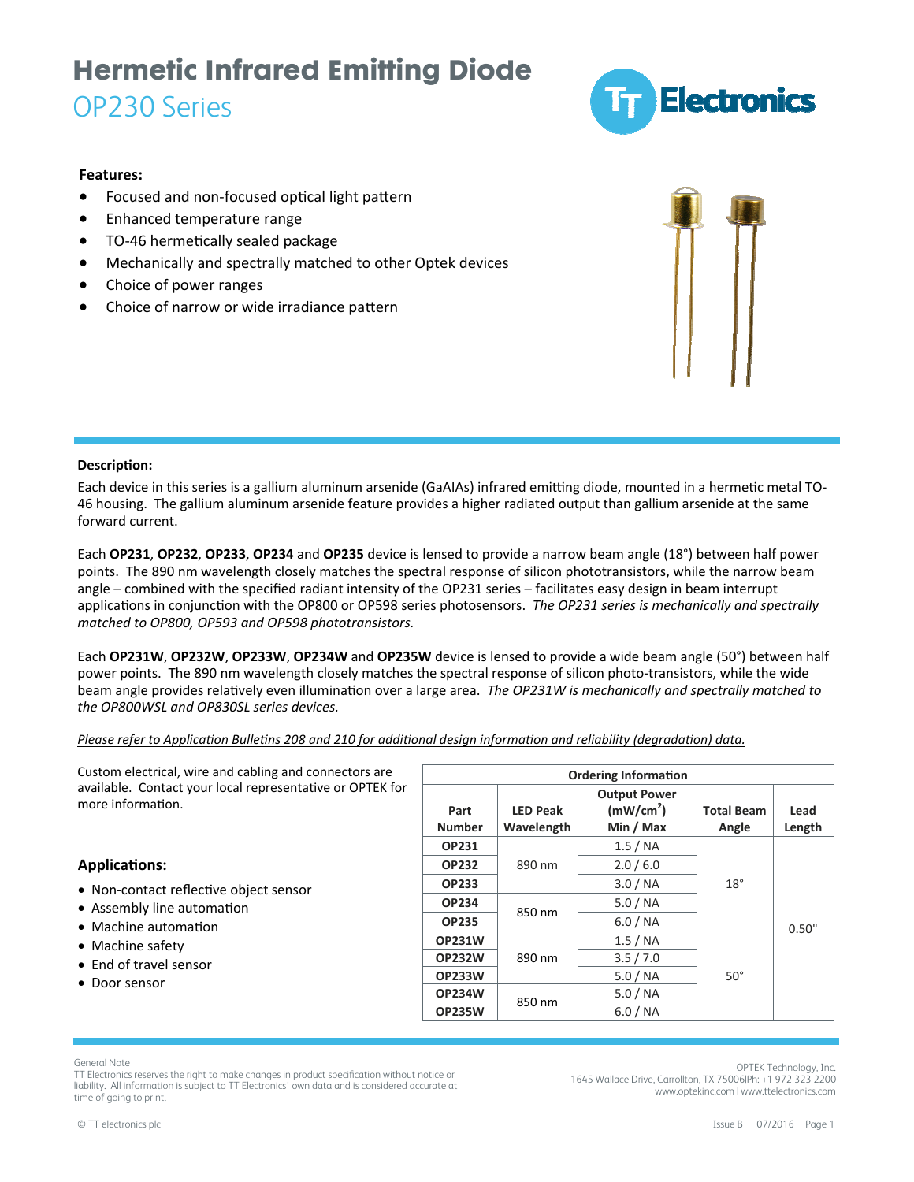# Hermetic Infrared Emitting Diode

## OP230 Series

### Features:

- Focused and non-focused optical light pattern
- Enhanced temperature range
- TO-46 hermetically sealed package
- Mechanically and spectrally matched to other Optek devices
- Choice of power ranges
- Choice of narrow or wide irradiance pattern

### Description:

Each device in this series is a gallium aluminum arsenide (GaAIAs) infrared emitting diode, mounted in a hermetic metal TO-46 housing. The gallium aluminum arsenide feature provides a higher radiated output than gallium arsenide at the same forward current.

Each **OP231**, **OP232**, **OP233**, **OP234** and **OP235** device is lensed to provide a narrow beam angle (18°) between half power points. The 890 nm wavelength closely matches the spectral response of silicon phototransistors, while the narrow beam angle – combined with the specified radiant intensity of the OP231 series – facilitates easy design in beam interrupt applications in conjunction with the OP800 or OP598 series photosensors. *The OP231 series is mechanically and spectrally matched to OP800, OP593 and OP598 phototransistors.*

Each **OP231W**, **OP232W**, **OP233W**, **OP234W** and **OP235W** device is lensed to provide a wide beam angle (50°) between half power points. The 890 nm wavelength closely matches the spectral response of silicon photo-transistors, while the wide beam angle provides relatively even illumination over a large area. *The OP231W is mechanically and spectrally matched to the OP800WSL and OP830SL series devices.*

*Please refer to Application Bulletins 208 and 210 for additional design information and reliability (degradation) data.*

Custom electrical, wire and cabling and connectors are available. Contact your local representative or OPTEK for more information.

### Applications:

- Non-contact reflective object sensor
- Assembly line automation
- Machine automation
- Machine safety
- End of travel sensor
- Door sensor

| Ordering Information | | | | |
|---|---|---|---|---|
| Part Number | LED Peak Wavelength | Output Power ($mW/cm^2$) Min / Max | Total Beam Angle | Lead Length |
| OP231 | 890 nm | 1.5 / NA | 18° | 0.50" |
| OP232 | 890 nm | 2.0 / 6.0 | 18° | 0.50" |
| OP233 | 890 nm | 3.0 / NA | 18° | 0.50" |
| OP234 | 850 nm | 5.0 / NA | 18° | 0.50" |
| OP235 | 850 nm | 6.0 / NA | 18° | 0.50" |
| OP231W | 890 nm | 1.5 / NA | 50° | 0.50" |
| OP232W | 890 nm | 3.5 / 7.0 | 50° | 0.50" |
| OP233W | 890 nm | 5.0 / NA | 50° | 0.50" |
| OP234W | 850 nm | 5.0 / NA | 50° | 0.50" |
| OP235W | 850 nm | 6.0 / NA | 50° | 0.50" |

General Note
TT Electronics reserves the right to make changes in product specification without notice or liability. All information is subject to TT Electronics' own data and is considered accurate at time of going to print.

OPTEK Technology, Inc.
1645 Wallace Drive, Carrollton, TX 75006|Ph: +1 972 323 2200
www.optekinc.com | www.ttelectronics.com

© TT electronics plc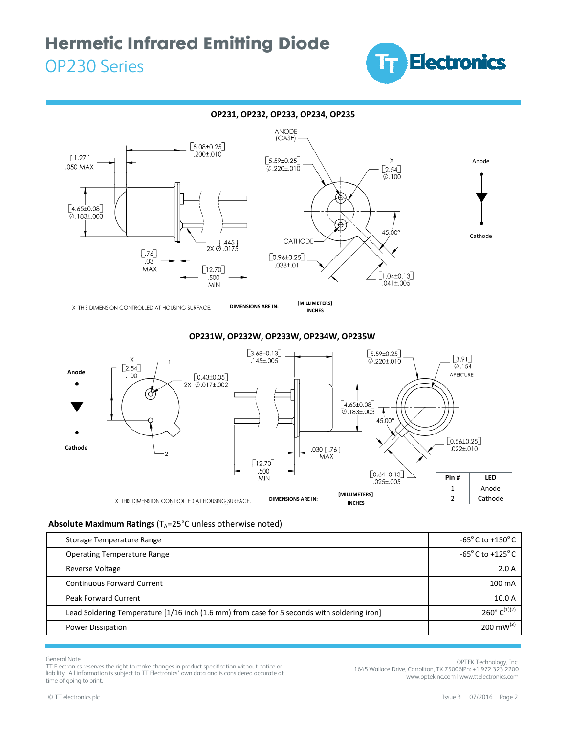## OP231, OP232, OP233, OP234, OP235

X THIS DIMENSION CONTROLLED AT HOUSING SURFACE.

DIMENSIONS ARE IN: [MILLIMETERS] INCHES

## OP231W, OP232W, OP233W, OP234W, OP235W

| Pin # | LED |
|---|---|
| 1 | Anode |
| 2 | Cathode |

X THIS DIMENSION CONTROLLED AT HOUSING SURFACE.

DIMENSIONS ARE IN: [MILLIMETERS] INCHES

### Absolute Maximum Ratings ($T_A$=25°C unless otherwise noted)

| Parameter | Rating |
|---|---|
| Storage Temperature Range | -65° C to +150° C |
| Operating Temperature Range | -65° C to +125° C |
| Reverse Voltage | 2.0 A |
| Continuous Forward Current | 100 mA |
| Peak Forward Current | 10.0 A |
| Lead Soldering Temperature [1/16 inch (1.6 mm) from case for 5 seconds with soldering iron] | 260° C[(1)(2)] |
| Power Dissipation | 200 mW[(3)] |

General Note
TT Electronics reserves the right to make changes in product specification without notice or liability. All information is subject to TT Electronics' own data and is considered accurate at time of going to print.

OPTEK Technology, Inc.
1645 Wallace Drive, Carrollton, TX 75006|Ph: +1 972 323 2200
www.optekinc.com | www.ttelectronics.com

© TT electronics plc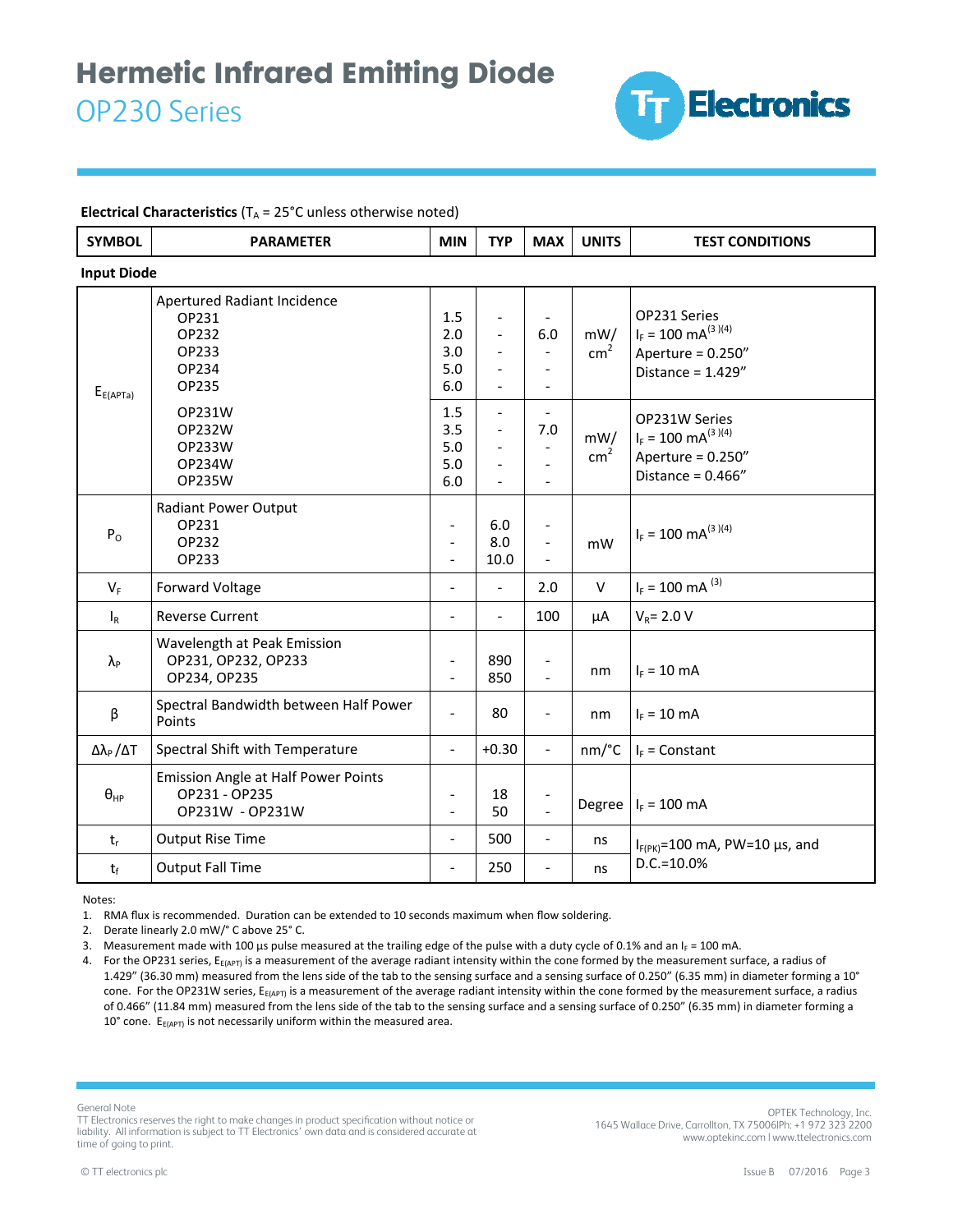# Hermetic Infrared Emitting Diode

## OP230 Series

**Electrical Characteristics** ($T_A$ = 25°C unless otherwise noted)

| SYMBOL | PARAMETER | MIN | TYP | MAX | UNITS | TEST CONDITIONS |
|---|---|---|---|---|---|---|
| **Input Diode** | | | | | | |
| $E_{E(APTa)}$ | Apertured Radiant Incidence<br>OP231<br>OP232<br>OP233<br>OP234<br>OP235 | <br>1.5<br>2.0<br>3.0<br>5.0<br>6.0 | <br>-<br>-<br>-<br>-<br>- | <br>-<br>6.0<br>-<br>-<br>- | mW/cm$^2$ | OP231 Series<br>$I_F$ = 100 mA[3][4]<br>Aperture = 0.250"<br>Distance = 1.429" |
| | OP231W<br>OP232W<br>OP233W<br>OP234W<br>OP235W | 1.5<br>3.5<br>5.0<br>5.0<br>6.0 | -<br>-<br>-<br>-<br>- | -<br>7.0<br>-<br>-<br>- | mW/cm$^2$ | OP231W Series<br>$I_F$ = 100 mA[3][4]<br>Aperture = 0.250"<br>Distance = 0.466" |
| $P_O$ | Radiant Power Output<br>OP231<br>OP232<br>OP233 | <br>-<br>-<br>- | <br>6.0<br>8.0<br>10.0 | <br>-<br>-<br>- | mW | $I_F$ = 100 mA[3][4] |
| $V_F$ | Forward Voltage | - | - | 2.0 | V | $I_F$ = 100 mA [3] |
| $I_R$ | Reverse Current | - | - | 100 | µA | $V_R$= 2.0 V |
| $\lambda_P$ | Wavelength at Peak Emission<br>OP231, OP232, OP233<br>OP234, OP235 | <br>-<br>- | <br>890<br>850 | <br>-<br>- | nm | $I_F$ = 10 mA |
| β | Spectral Bandwidth between Half Power Points | - | 80 | - | nm | $I_F$ = 10 mA |
| $\Delta\lambda_P / \Delta T$ | Spectral Shift with Temperature | - | +0.30 | - | nm/°C | $I_F$ = Constant |
| $\theta_{HP}$ | Emission Angle at Half Power Points<br>OP231 - OP235<br>OP231W - OP231W | <br>-<br>- | <br>18<br>50 | <br>-<br>- | Degree | $I_F$ = 100 mA |
| $t_r$ | Output Rise Time | - | 500 | - | ns | $I_{F(PK)}$=100 mA, PW=10 µs, and D.C.=10.0% |
| $t_f$ | Output Fall Time | - | 250 | - | ns | |

Notes:

1. RMA flux is recommended. Duration can be extended to 10 seconds maximum when flow soldering.
2. Derate linearly 2.0 mW/° C above 25° C.
3. Measurement made with 100 µs pulse measured at the trailing edge of the pulse with a duty cycle of 0.1% and an $I_F$ = 100 mA.
4. For the OP231 series, $E_{E(APT)}$ is a measurement of the average radiant intensity within the cone formed by the measurement surface, a radius of 1.429" (36.30 mm) measured from the lens side of the tab to the sensing surface and a sensing surface of 0.250" (6.35 mm) in diameter forming a 10° cone. For the OP231W series, $E_{E(APT)}$ is a measurement of the average radiant intensity within the cone formed by the measurement surface, a radius of 0.466" (11.84 mm) measured from the lens side of the tab to the sensing surface and a sensing surface of 0.250" (6.35 mm) in diameter forming a 10° cone. $E_{E(APT)}$ is not necessarily uniform within the measured area.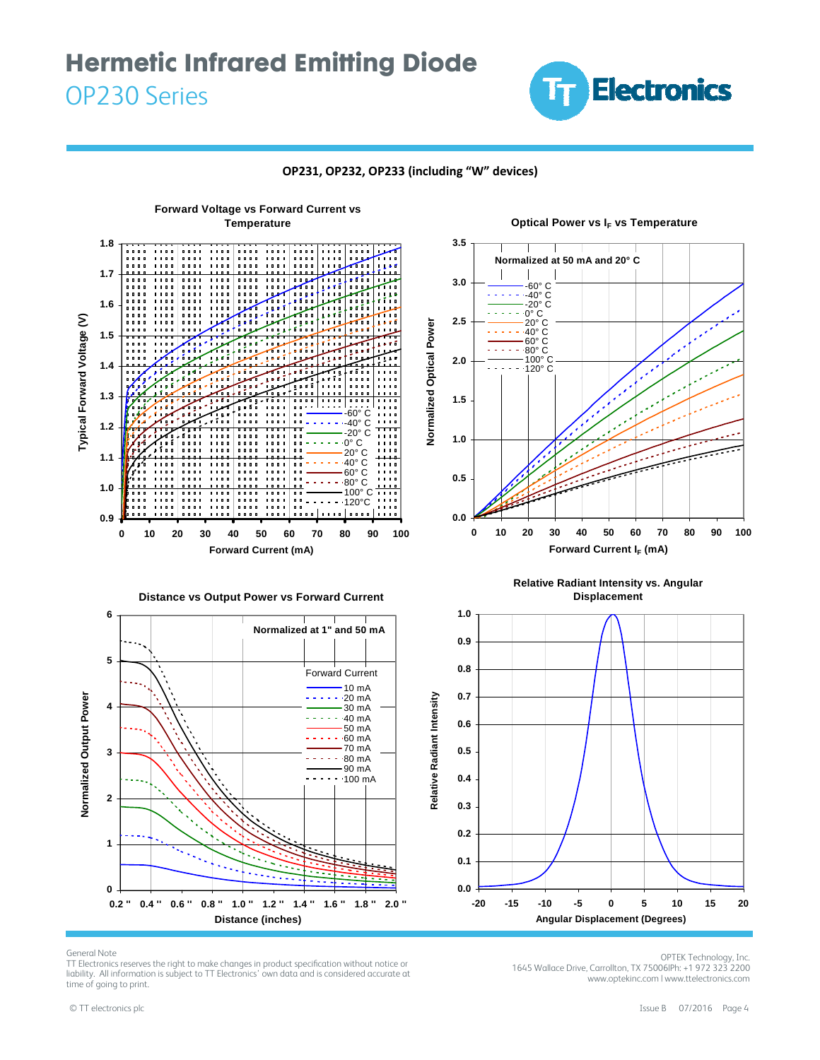## OP231, OP232, OP233 (including "W" devices)

**Forward Voltage vs Forward Current vs Temperature**

**Optical Power vs $I_F$ vs Temperature**

Normalized at 50 mA and 20° C

**Distance vs Output Power vs Forward Current**

Normalized at 1" and 50 mA

**Relative Radiant Intensity vs. Angular Displacement**

General Note
TT Electronics reserves the right to make changes in product specification without notice or liability. All information is subject to TT Electronics' own data and is considered accurate at time of going to print.

OPTEK Technology, Inc.
1645 Wallace Drive, Carrollton, TX 75006|Ph: +1 972 323 2200
www.optekinc.com | www.ttelectronics.com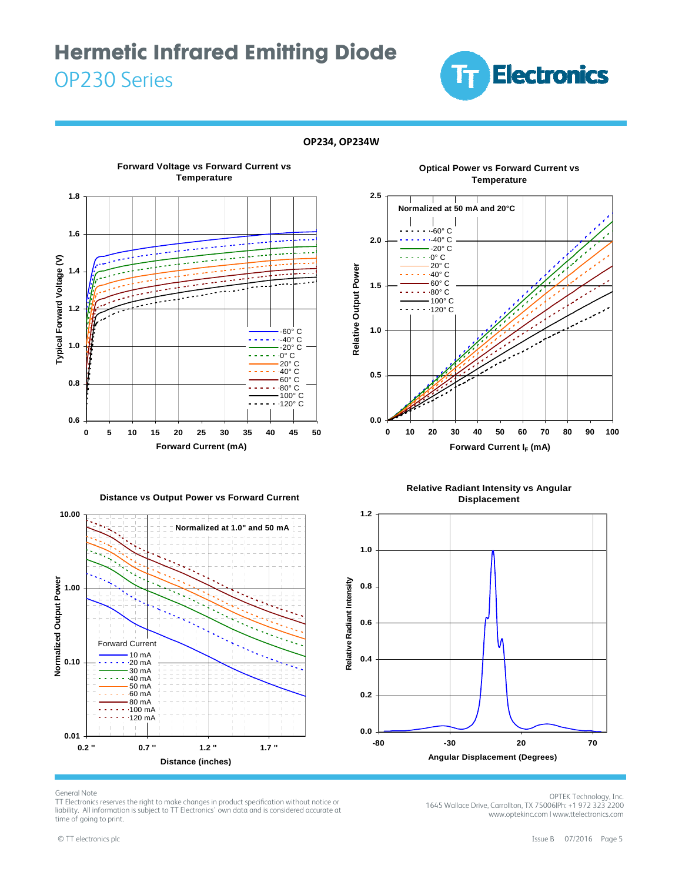# Hermetic Infrared Emitting Diode

## OP230 Series

**OP234, OP234W**

**Forward Voltage vs Forward Current vs Temperature**

Typical Forward Voltage (V) vs Forward Current (mA)

Legend: -60° C, -40° C, -20° C, 0° C, 20° C, 40° C, 60° C, 80° C, 100° C, 120° C

**Optical Power vs Forward Current vs Temperature**

Normalized at 50 mA and 20°C

Relative Output Power vs Forward Current $I_F$ (mA)

Legend: -60° C, -40° C, -20° C, 0° C, 20° C, 40° C, 60° C, 80° C, 100° C, 120° C

**Distance vs Output Power vs Forward Current**

Normalized at 1.0" and 50 mA

Normalized Output Power vs Distance (inches)

Forward Current: 10 mA, 20 mA, 30 mA, 40 mA, 50 mA, 60 mA, 80 mA, 100 mA, 120 mA

**Relative Radiant Intensity vs Angular Displacement**

Relative Radiant Intensity vs Angular Displacement (Degrees)

General Note
TT Electronics reserves the right to make changes in product specification without notice or liability. All information is subject to TT Electronics' own data and is considered accurate at time of going to print.

OPTEK Technology, Inc.
1645 Wallace Drive, Carrollton, TX 75006|Ph: +1 972 323 2200
www.optekinc.com | www.ttelectronics.com

© TT electronics plc

Issue B 07/2016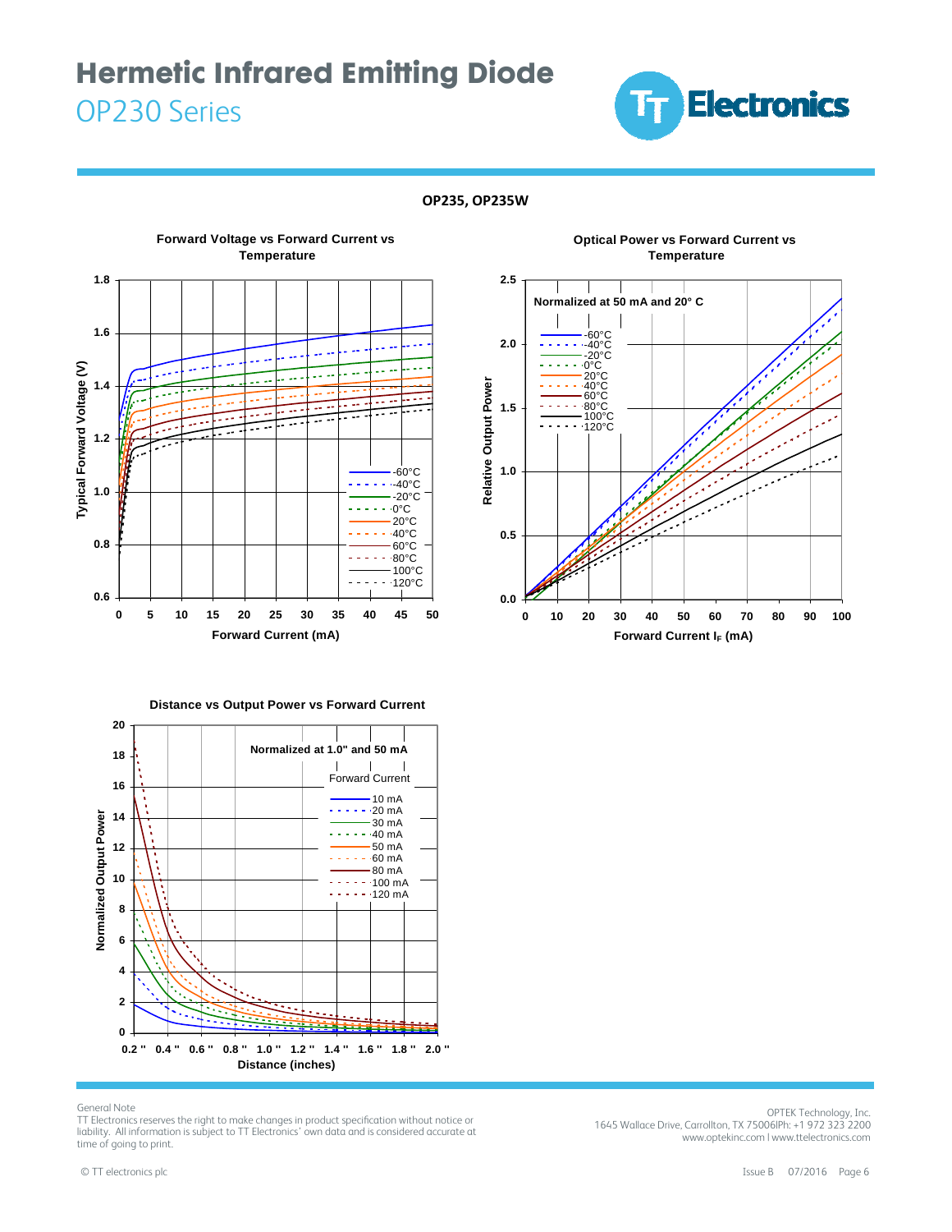# Hermetic Infrared Emitting Diode

## OP230 Series

**OP235, OP235W**

**Forward Voltage vs Forward Current vs Temperature**

Typical Forward Voltage (V) vs Forward Current (mA)

Legend: -60°C, -40°C, -20°C, 0°C, 20°C, 40°C, 60°C, 80°C, 100°C, 120°C

**Optical Power vs Forward Current vs Temperature**

Normalized at 50 mA and 20° C

Relative Output Power vs Forward Current $I_F$ (mA)

Legend: -60°C, -40°C, -20°C, 0°C, 20°C, 40°C, 60°C, 80°C, 100°C, 120°C

**Distance vs Output Power vs Forward Current**

Normalized at 1.0" and 50 mA

Normalized Output Power vs Distance (inches)

Forward Current: 10 mA, 20 mA, 30 mA, 40 mA, 50 mA, 60 mA, 80 mA, 100 mA, 120 mA

General Note
TT Electronics reserves the right to make changes in product specification without notice or liability. All information is subject to TT Electronics' own data and is considered accurate at time of going to print.

OPTEK Technology, Inc.
1645 Wallace Drive, Carrollton, TX 75006|Ph: +1 972 323 2200
www.optekinc.com | www.ttelectronics.com

© TT electronics plc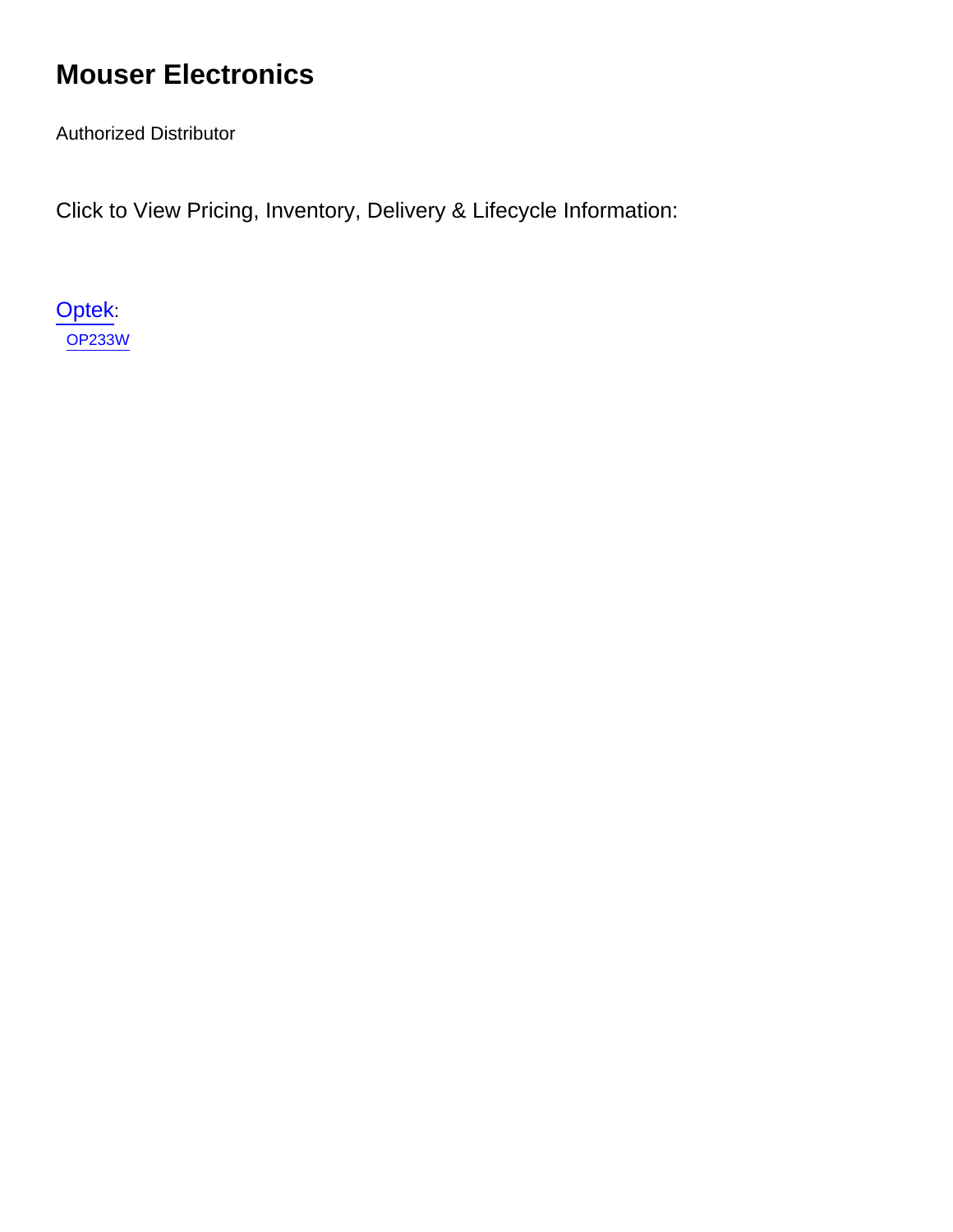# Mouser Electronics

Authorized Distributor

Click to View Pricing, Inventory, Delivery & Lifecycle Information:

Optek:

OP233W